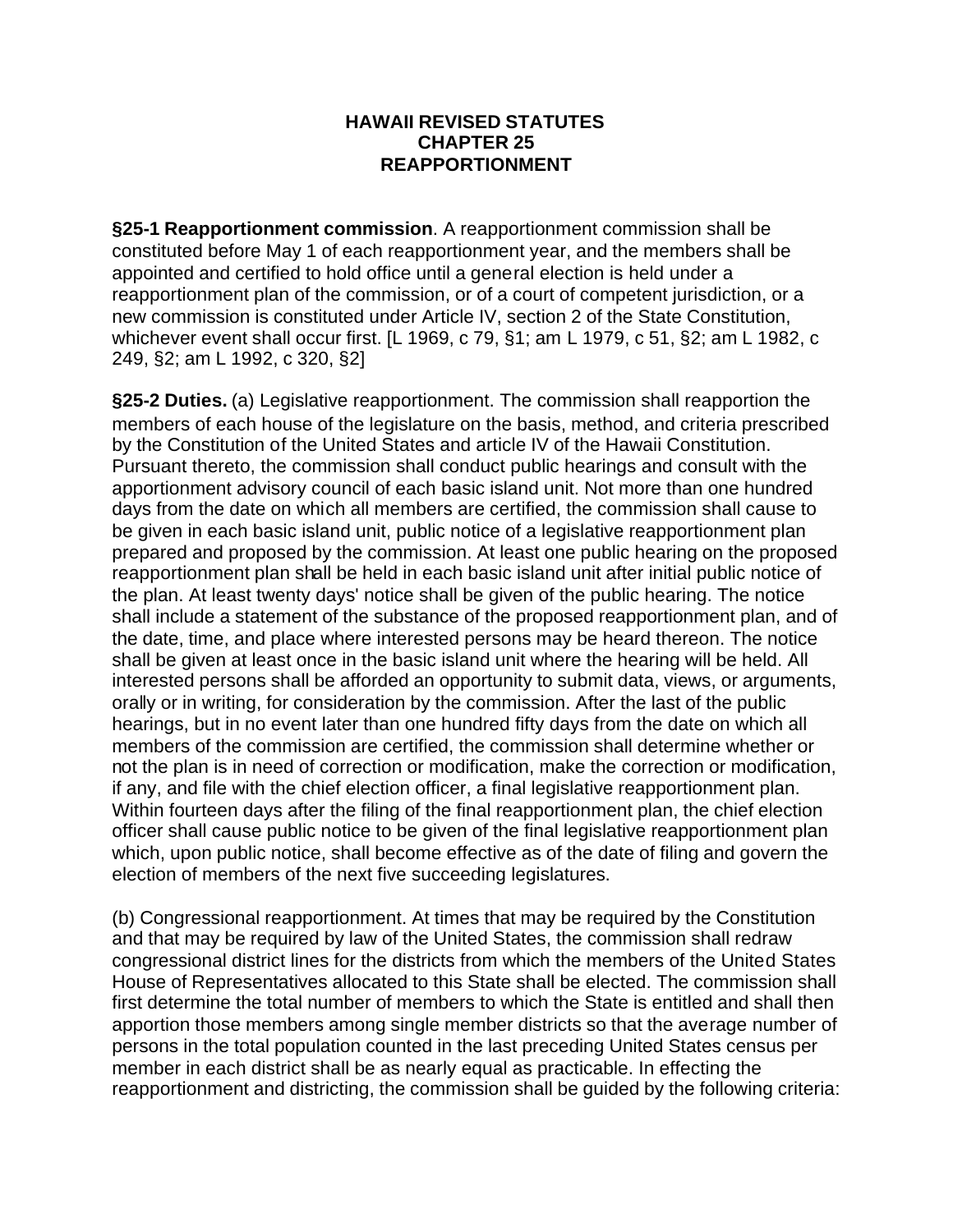# HAWAII REVISED STATUTES
## CHAPTER 25
## REAPPORTIONMENT

**§25-1 Reapportionment commission**. A reapportionment commission shall be constituted before May 1 of each reapportionment year, and the members shall be appointed and certified to hold office until a general election is held under a reapportionment plan of the commission, or of a court of competent jurisdiction, or a new commission is constituted under Article IV, section 2 of the State Constitution, whichever event shall occur first. [L 1969, c 79, §1; am L 1979, c 51, §2; am L 1982, c 249, §2; am L 1992, c 320, §2]

**§25-2 Duties.** (a) Legislative reapportionment. The commission shall reapportion the members of each house of the legislature on the basis, method, and criteria prescribed by the Constitution of the United States and article IV of the Hawaii Constitution. Pursuant thereto, the commission shall conduct public hearings and consult with the apportionment advisory council of each basic island unit. Not more than one hundred days from the date on which all members are certified, the commission shall cause to be given in each basic island unit, public notice of a legislative reapportionment plan prepared and proposed by the commission. At least one public hearing on the proposed reapportionment plan shall be held in each basic island unit after initial public notice of the plan. At least twenty days' notice shall be given of the public hearing. The notice shall include a statement of the substance of the proposed reapportionment plan, and of the date, time, and place where interested persons may be heard thereon. The notice shall be given at least once in the basic island unit where the hearing will be held. All interested persons shall be afforded an opportunity to submit data, views, or arguments, orally or in writing, for consideration by the commission. After the last of the public hearings, but in no event later than one hundred fifty days from the date on which all members of the commission are certified, the commission shall determine whether or not the plan is in need of correction or modification, make the correction or modification, if any, and file with the chief election officer, a final legislative reapportionment plan. Within fourteen days after the filing of the final reapportionment plan, the chief election officer shall cause public notice to be given of the final legislative reapportionment plan which, upon public notice, shall become effective as of the date of filing and govern the election of members of the next five succeeding legislatures.

(b) Congressional reapportionment. At times that may be required by the Constitution and that may be required by law of the United States, the commission shall redraw congressional district lines for the districts from which the members of the United States House of Representatives allocated to this State shall be elected. The commission shall first determine the total number of members to which the State is entitled and shall then apportion those members among single member districts so that the average number of persons in the total population counted in the last preceding United States census per member in each district shall be as nearly equal as practicable. In effecting the reapportionment and districting, the commission shall be guided by the following criteria: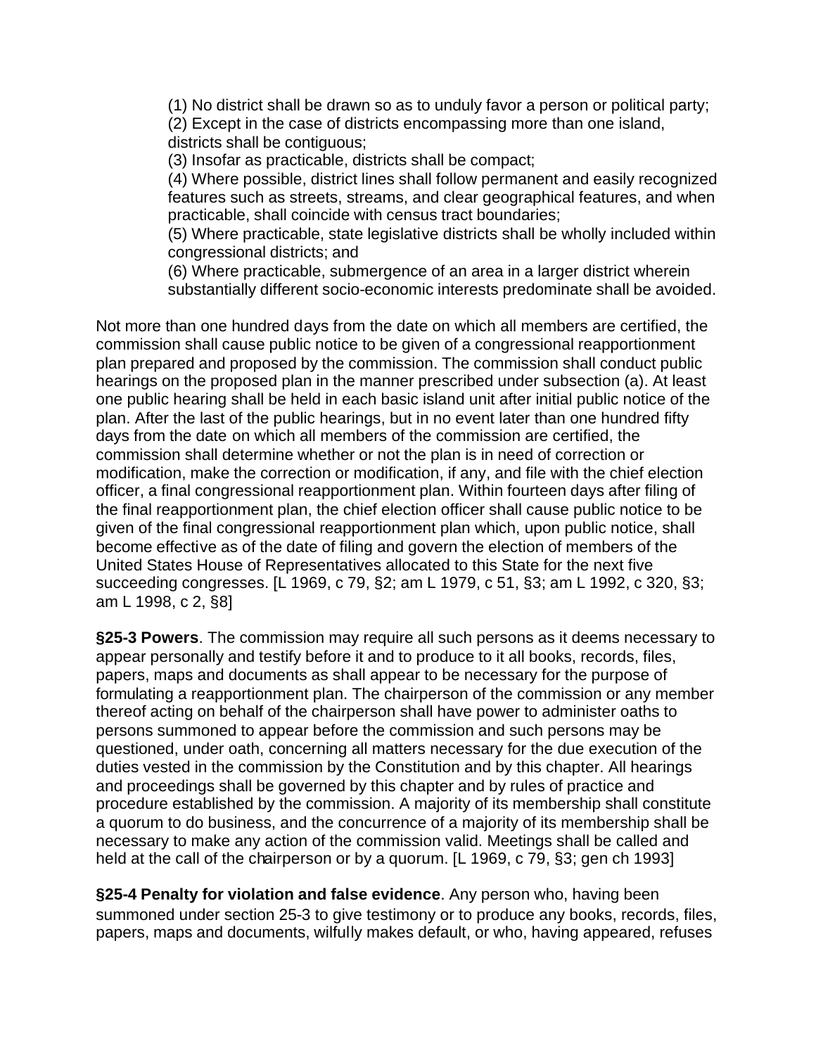(1) No district shall be drawn so as to unduly favor a person or political party;
(2) Except in the case of districts encompassing more than one island, districts shall be contiguous;
(3) Insofar as practicable, districts shall be compact;
(4) Where possible, district lines shall follow permanent and easily recognized features such as streets, streams, and clear geographical features, and when practicable, shall coincide with census tract boundaries;
(5) Where practicable, state legislative districts shall be wholly included within congressional districts; and
(6) Where practicable, submergence of an area in a larger district wherein substantially different socio-economic interests predominate shall be avoided.

Not more than one hundred days from the date on which all members are certified, the commission shall cause public notice to be given of a congressional reapportionment plan prepared and proposed by the commission. The commission shall conduct public hearings on the proposed plan in the manner prescribed under subsection (a). At least one public hearing shall be held in each basic island unit after initial public notice of the plan. After the last of the public hearings, but in no event later than one hundred fifty days from the date on which all members of the commission are certified, the commission shall determine whether or not the plan is in need of correction or modification, make the correction or modification, if any, and file with the chief election officer, a final congressional reapportionment plan. Within fourteen days after filing of the final reapportionment plan, the chief election officer shall cause public notice to be given of the final congressional reapportionment plan which, upon public notice, shall become effective as of the date of filing and govern the election of members of the United States House of Representatives allocated to this State for the next five succeeding congresses. [L 1969, c 79, §2; am L 1979, c 51, §3; am L 1992, c 320, §3; am L 1998, c 2, §8]

**§25-3 Powers**. The commission may require all such persons as it deems necessary to appear personally and testify before it and to produce to it all books, records, files, papers, maps and documents as shall appear to be necessary for the purpose of formulating a reapportionment plan. The chairperson of the commission or any member thereof acting on behalf of the chairperson shall have power to administer oaths to persons summoned to appear before the commission and such persons may be questioned, under oath, concerning all matters necessary for the due execution of the duties vested in the commission by the Constitution and by this chapter. All hearings and proceedings shall be governed by this chapter and by rules of practice and procedure established by the commission. A majority of its membership shall constitute a quorum to do business, and the concurrence of a majority of its membership shall be necessary to make any action of the commission valid. Meetings shall be called and held at the call of the chairperson or by a quorum. [L 1969, c 79, §3; gen ch 1993]

**§25-4 Penalty for violation and false evidence**. Any person who, having been summoned under section 25-3 to give testimony or to produce any books, records, files, papers, maps and documents, wilfully makes default, or who, having appeared, refuses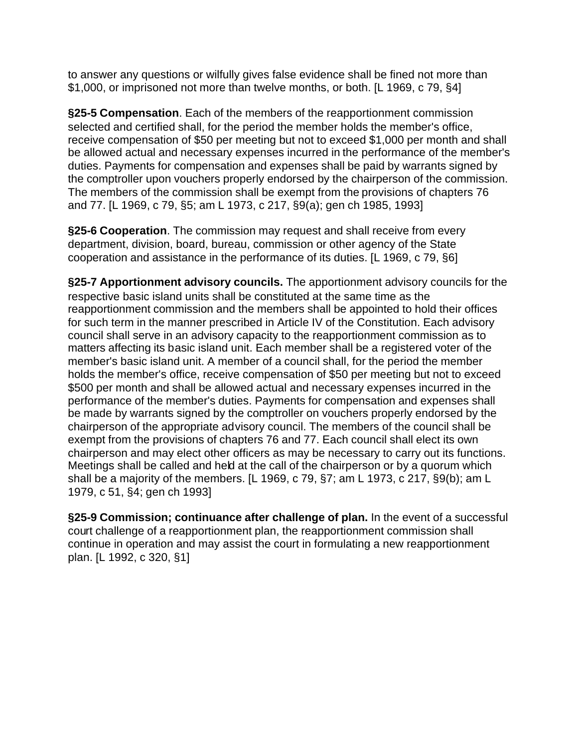to answer any questions or wilfully gives false evidence shall be fined not more than $1,000, or imprisoned not more than twelve months, or both. [L 1969, c 79, §4]

**§25-5 Compensation**. Each of the members of the reapportionment commission selected and certified shall, for the period the member holds the member's office, receive compensation of $50 per meeting but not to exceed $1,000 per month and shall be allowed actual and necessary expenses incurred in the performance of the member's duties. Payments for compensation and expenses shall be paid by warrants signed by the comptroller upon vouchers properly endorsed by the chairperson of the commission. The members of the commission shall be exempt from the provisions of chapters 76 and 77. [L 1969, c 79, §5; am L 1973, c 217, §9(a); gen ch 1985, 1993]

**§25-6 Cooperation**. The commission may request and shall receive from every department, division, board, bureau, commission or other agency of the State cooperation and assistance in the performance of its duties. [L 1969, c 79, §6]

**§25-7 Apportionment advisory councils.** The apportionment advisory councils for the respective basic island units shall be constituted at the same time as the reapportionment commission and the members shall be appointed to hold their offices for such term in the manner prescribed in Article IV of the Constitution. Each advisory council shall serve in an advisory capacity to the reapportionment commission as to matters affecting its basic island unit. Each member shall be a registered voter of the member's basic island unit. A member of a council shall, for the period the member holds the member's office, receive compensation of $50 per meeting but not to exceed $500 per month and shall be allowed actual and necessary expenses incurred in the performance of the member's duties. Payments for compensation and expenses shall be made by warrants signed by the comptroller on vouchers properly endorsed by the chairperson of the appropriate advisory council. The members of the council shall be exempt from the provisions of chapters 76 and 77. Each council shall elect its own chairperson and may elect other officers as may be necessary to carry out its functions. Meetings shall be called and held at the call of the chairperson or by a quorum which shall be a majority of the members. [L 1969, c 79, §7; am L 1973, c 217, §9(b); am L 1979, c 51, §4; gen ch 1993]

**§25-9 Commission; continuance after challenge of plan.** In the event of a successful court challenge of a reapportionment plan, the reapportionment commission shall continue in operation and may assist the court in formulating a new reapportionment plan. [L 1992, c 320, §1]